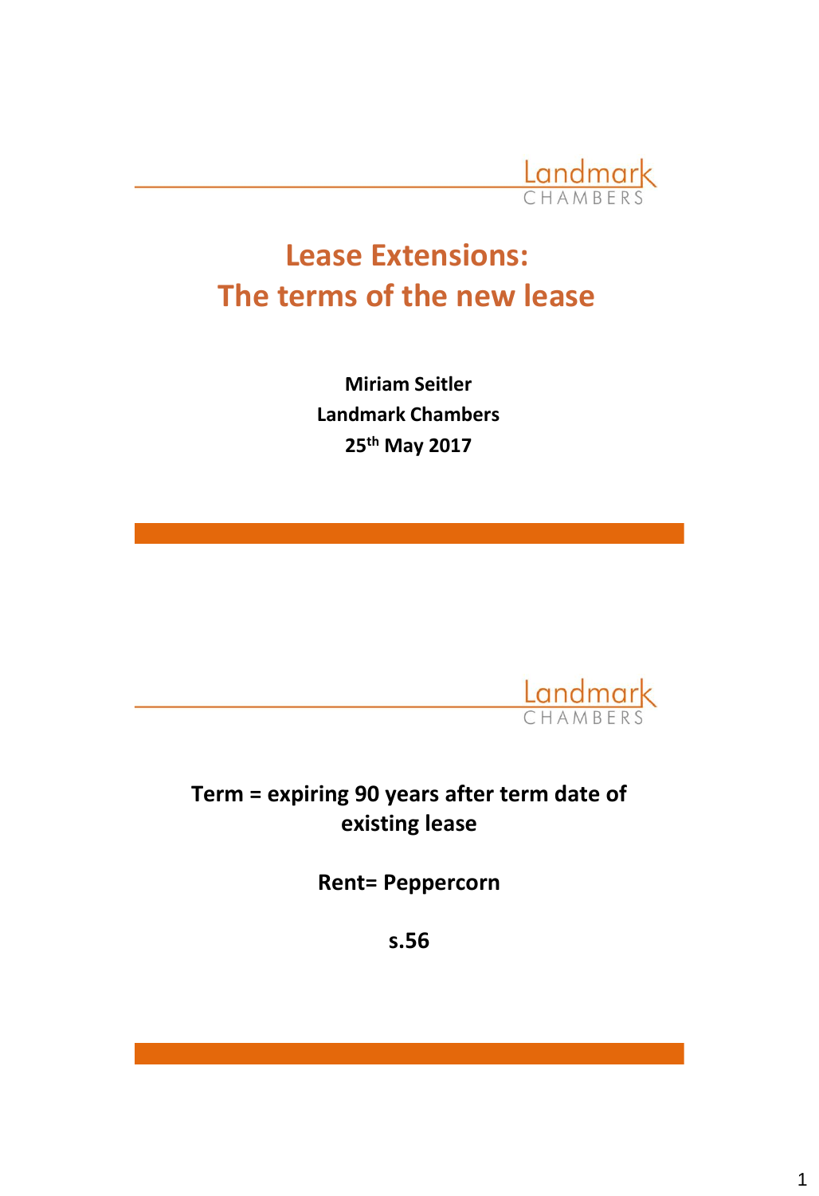# Lease Extensions: The terms of the new lease

**Miriam Seitler**
**Landmark Chambers**
**25th May 2017**

---

**Term = expiring 90 years after term date of existing lease**

**Rent= Peppercorn**

**s.56**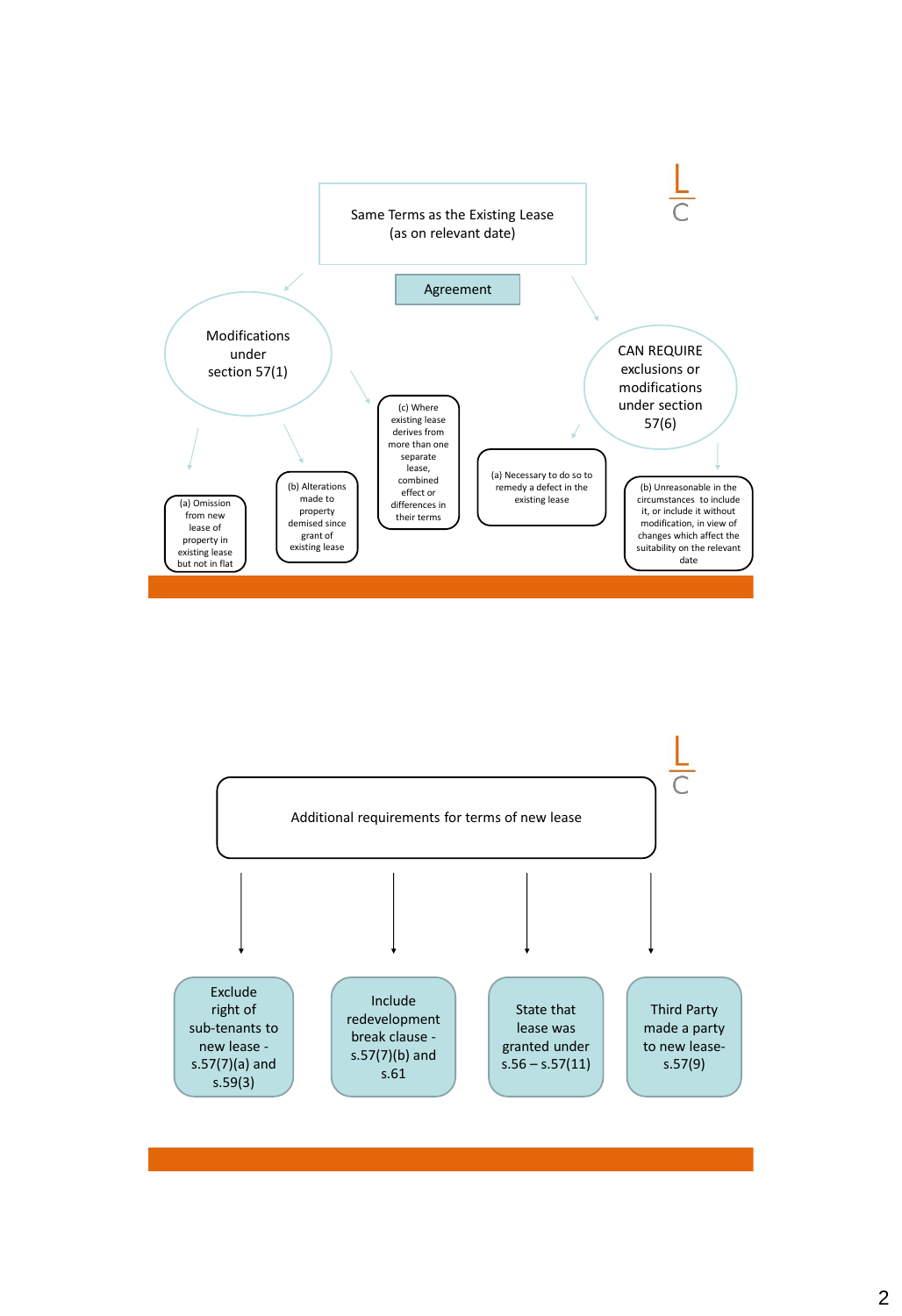## Same Terms as the Existing Lease (as on relevant date)

**Agreement**

### Modifications under section 57(1)

- (a) Omission from new lease of property in existing lease but not in flat
- (b) Alterations made to property demised since grant of existing lease
- (c) Where existing lease derives from more than one separate lease, combined effect or differences in their terms

### CAN REQUIRE exclusions or modifications under section 57(6)

- (a) Necessary to do so to remedy a defect in the existing lease
- (b) Unreasonable in the circumstances to include it, or include it without modification, in view of changes which affect the suitability on the relevant date

## Additional requirements for terms of new lease

- Exclude right of sub-tenants to new lease - s.57(7)(a) and s.59(3)
- Include redevelopment break clause - s.57(7)(b) and s.61
- State that lease was granted under s.56 – s.57(11)
- Third Party made a party to new lease- s.57(9)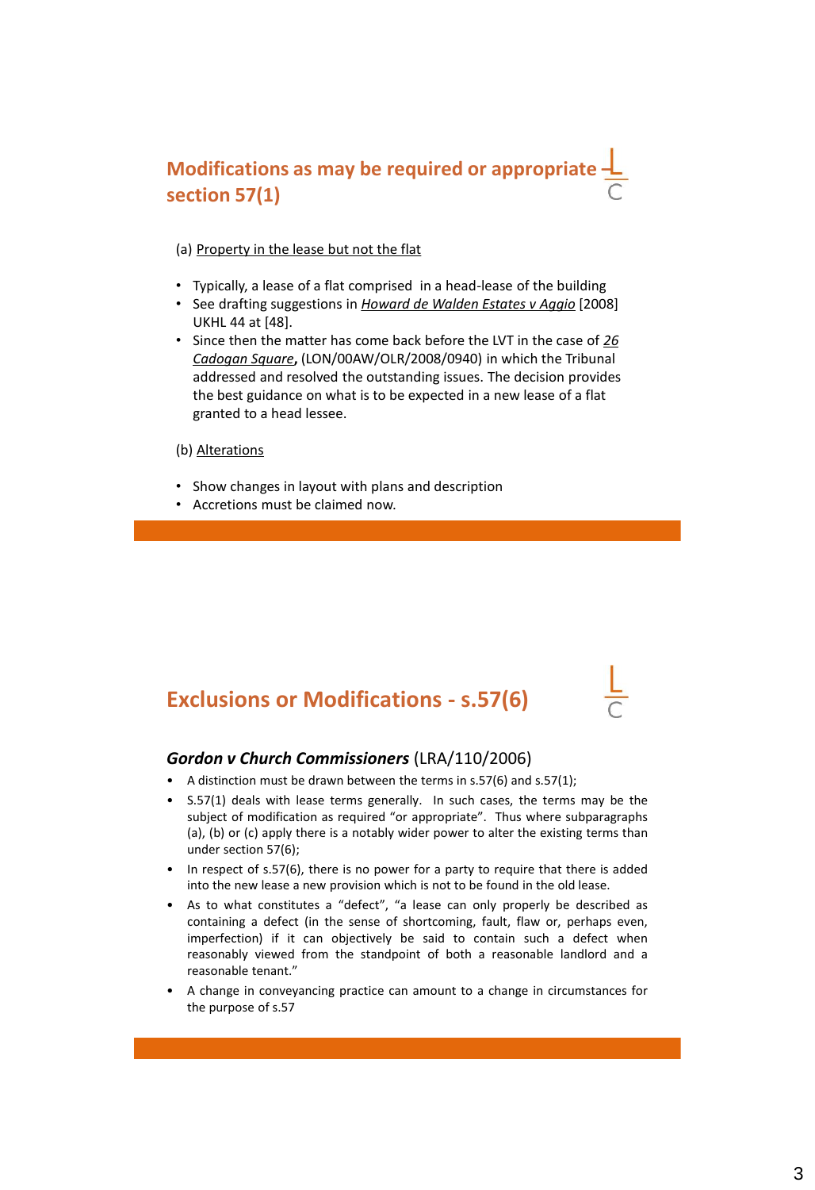## Modifications as may be required or appropriate – section 57(1)

(a) Property in the lease but not the flat

- Typically, a lease of a flat comprised in a head-lease of the building
- See drafting suggestions in *Howard de Walden Estates v Aggio* [2008] UKHL 44 at [48].
- Since then the matter has come back before the LVT in the case of *26 Cadogan Square*, (LON/00AW/OLR/2008/0940) in which the Tribunal addressed and resolved the outstanding issues. The decision provides the best guidance on what is to be expected in a new lease of a flat granted to a head lessee.

(b) Alterations

- Show changes in layout with plans and description
- Accretions must be claimed now.

## Exclusions or Modifications - s.57(6)

### *Gordon v Church Commissioners* (LRA/110/2006)

- A distinction must be drawn between the terms in s.57(6) and s.57(1);
- S.57(1) deals with lease terms generally. In such cases, the terms may be the subject of modification as required "or appropriate". Thus where subparagraphs (a), (b) or (c) apply there is a notably wider power to alter the existing terms than under section 57(6);
- In respect of s.57(6), there is no power for a party to require that there is added into the new lease a new provision which is not to be found in the old lease.
- As to what constitutes a "defect", "a lease can only properly be described as containing a defect (in the sense of shortcoming, fault, flaw or, perhaps even, imperfection) if it can objectively be said to contain such a defect when reasonably viewed from the standpoint of both a reasonable landlord and a reasonable tenant."
- A change in conveyancing practice can amount to a change in circumstances for the purpose of s.57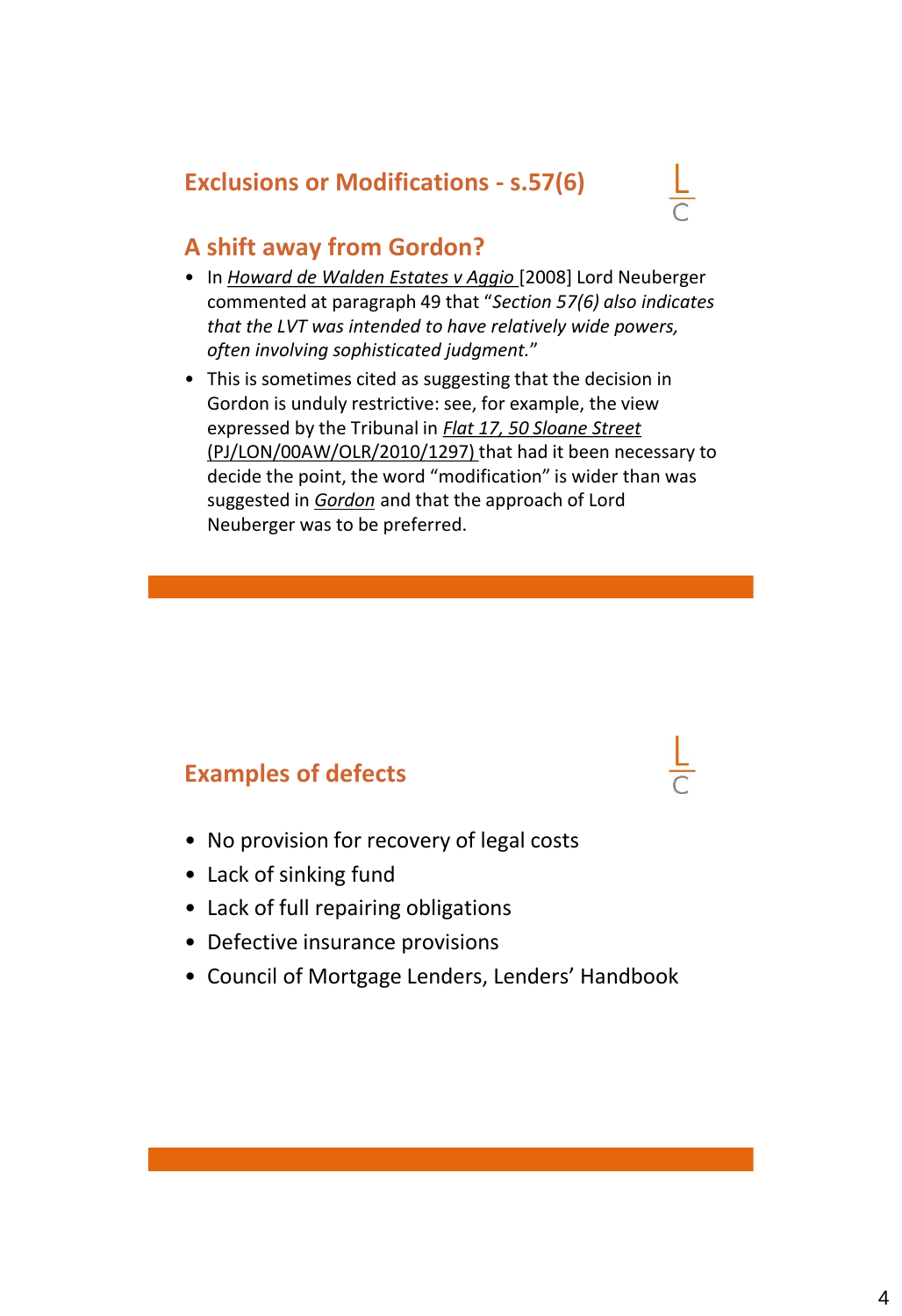## Exclusions or Modifications - s.57(6)

### A shift away from Gordon?

- In *Howard de Walden Estates v Aggio* [2008] Lord Neuberger commented at paragraph 49 that "*Section 57(6) also indicates that the LVT was intended to have relatively wide powers, often involving sophisticated judgment.*"
- This is sometimes cited as suggesting that the decision in Gordon is unduly restrictive: see, for example, the view expressed by the Tribunal in *Flat 17, 50 Sloane Street* (PJ/LON/00AW/OLR/2010/1297) that had it been necessary to decide the point, the word "modification" is wider than was suggested in *Gordon* and that the approach of Lord Neuberger was to be preferred.

## Examples of defects

- No provision for recovery of legal costs
- Lack of sinking fund
- Lack of full repairing obligations
- Defective insurance provisions
- Council of Mortgage Lenders, Lenders' Handbook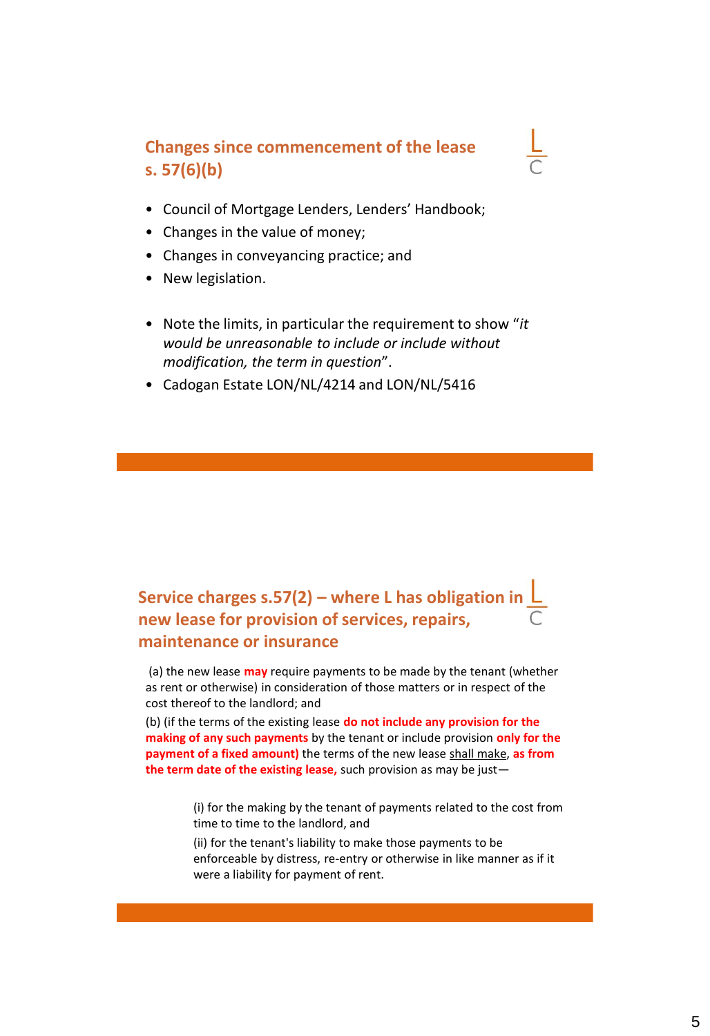## Changes since commencement of the lease s. 57(6)(b)

- Council of Mortgage Lenders, Lenders' Handbook;
- Changes in the value of money;
- Changes in conveyancing practice; and
- New legislation.

- Note the limits, in particular the requirement to show "*it would be unreasonable to include or include without modification, the term in question*".
- Cadogan Estate LON/NL/4214 and LON/NL/5416

## Service charges s.57(2) – where L has obligation in new lease for provision of services, repairs, maintenance or insurance

(a) the new lease **may** require payments to be made by the tenant (whether as rent or otherwise) in consideration of those matters or in respect of the cost thereof to the landlord; and

(b) (if the terms of the existing lease **do not include any provision for the making of any such payments** by the tenant or include provision **only for the payment of a fixed amount)** the terms of the new lease shall make, **as from the term date of the existing lease,** such provision as may be just—

> (i) for the making by the tenant of payments related to the cost from time to time to the landlord, and
>
> (ii) for the tenant's liability to make those payments to be enforceable by distress, re-entry or otherwise in like manner as if it were a liability for payment of rent.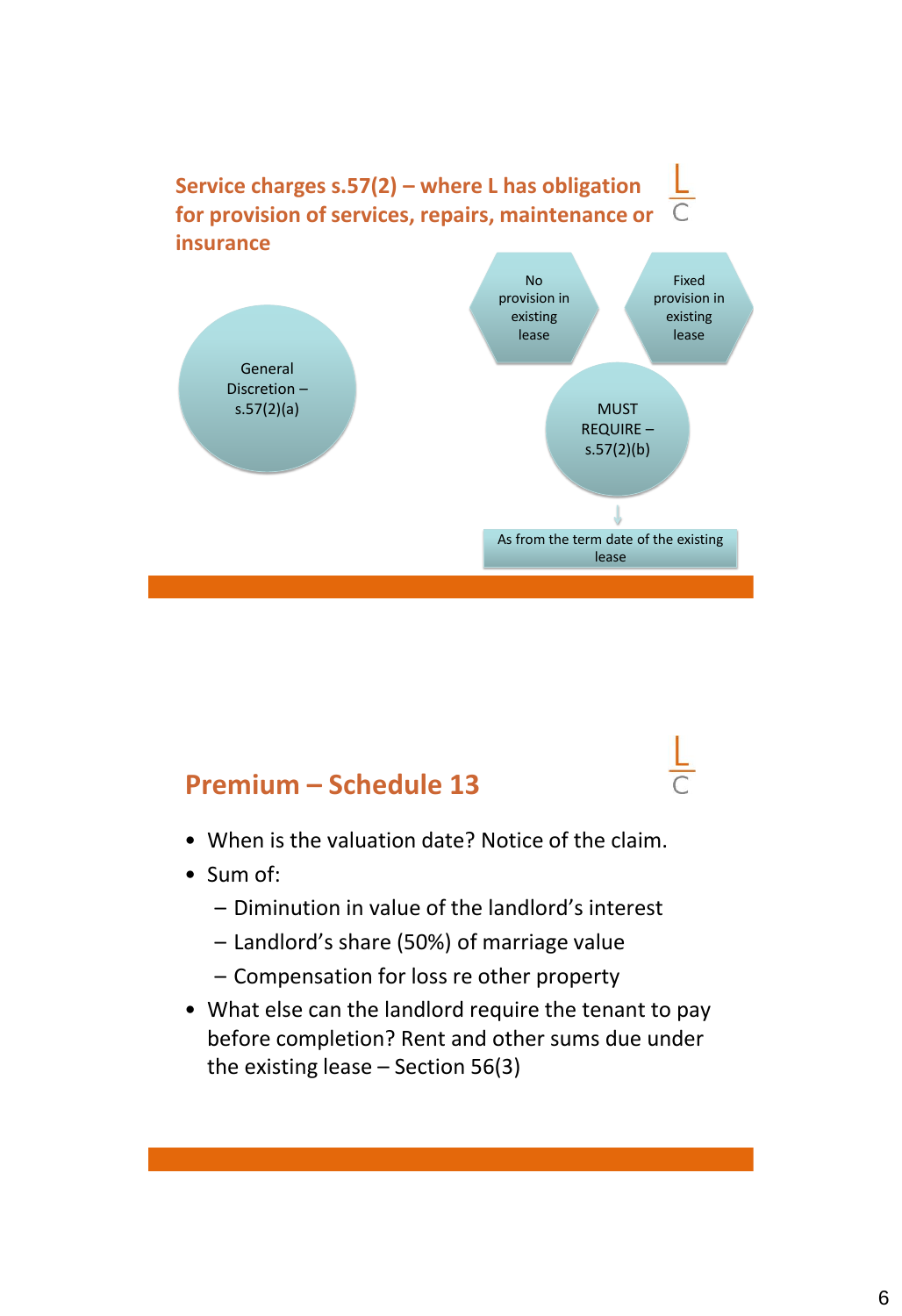## Service charges s.57(2) – where L has obligation for provision of services, repairs, maintenance or insurance

General Discretion – s.57(2)(a)

No provision in existing lease

Fixed provision in existing lease

MUST REQUIRE – s.57(2)(b)

As from the term date of the existing lease

## Premium – Schedule 13

- When is the valuation date? Notice of the claim.
- Sum of:
  - Diminution in value of the landlord's interest
  - Landlord's share (50%) of marriage value
  - Compensation for loss re other property
- What else can the landlord require the tenant to pay before completion? Rent and other sums due under the existing lease – Section 56(3)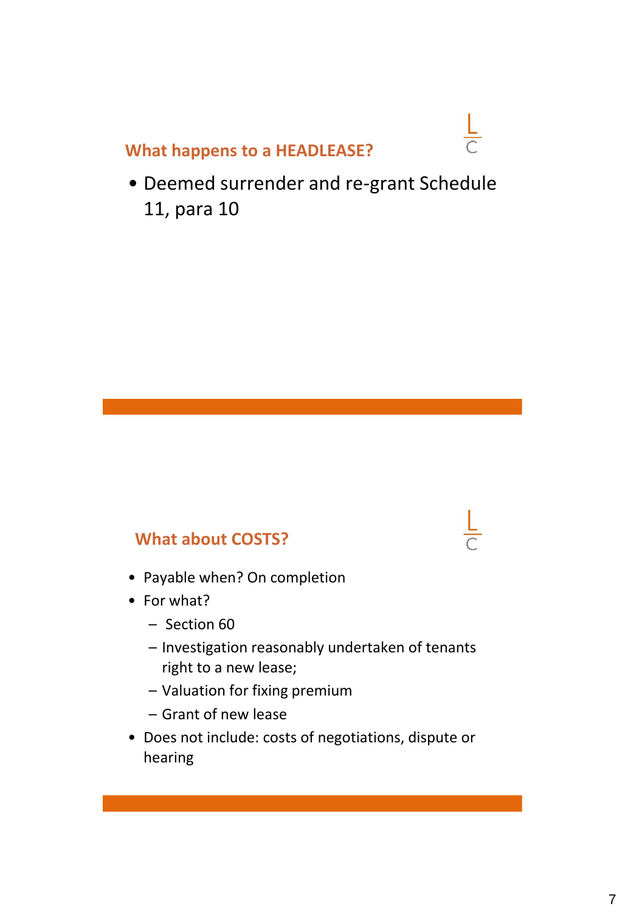## What happens to a HEADLEASE?

- Deemed surrender and re-grant Schedule 11, para 10

## What about COSTS?

- Payable when? On completion
- For what?
  - Section 60
  - Investigation reasonably undertaken of tenants right to a new lease;
  - Valuation for fixing premium
  - Grant of new lease
- Does not include: costs of negotiations, dispute or hearing